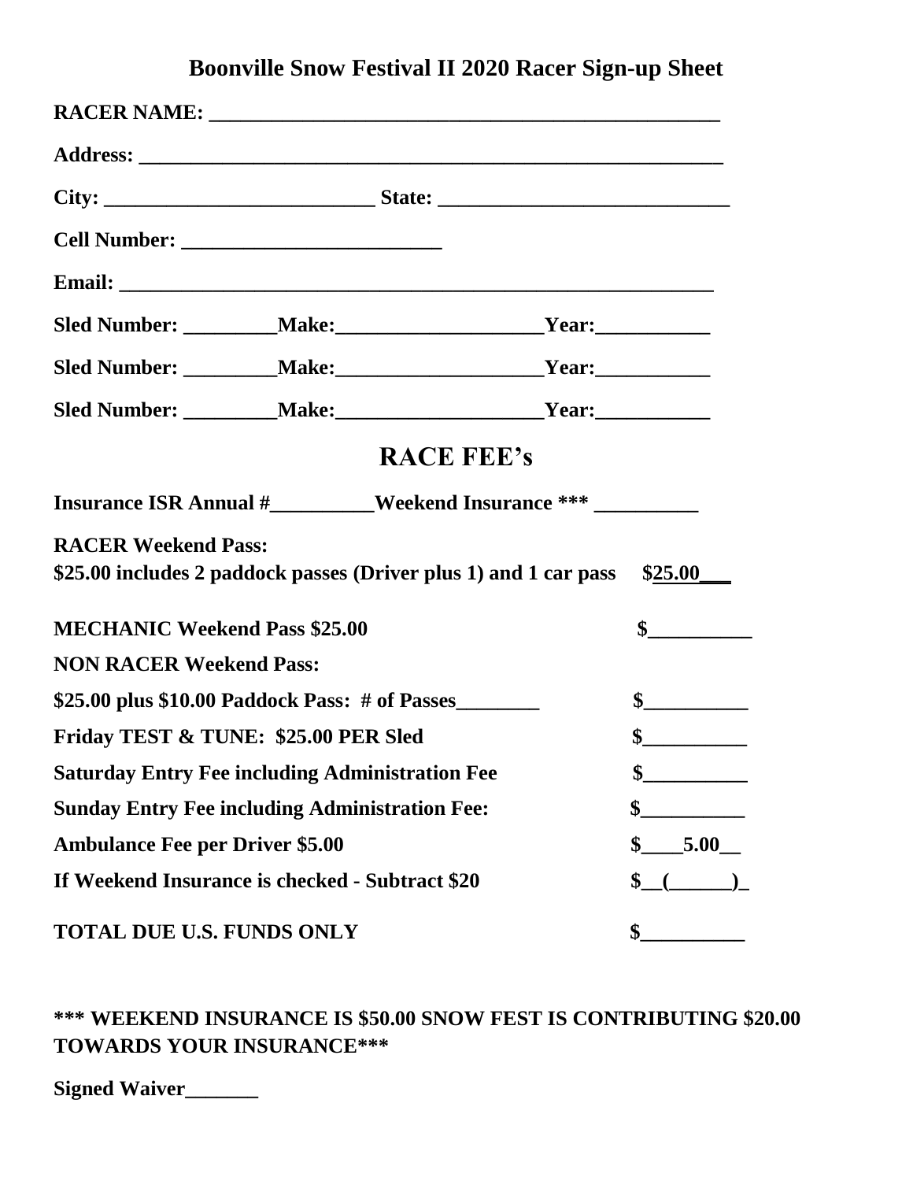# Boonville Snow Festival II 2020 Racer Sign-up Sheet

**RACER NAME:** ______________________________________________

**Address:** _______________________________________________

**City:** _________________________ **State:** ___________________________

**Cell Number:** ________________________

**Email:** ______________________________________________________

**Sled Number:** _________ **Make:** ____________________ **Year:** ___________

**Sled Number:** _________ **Make:** ____________________ **Year:** ___________

**Sled Number:** _________ **Make:** ____________________ **Year:** ___________

## RACE FEE's

**Insurance ISR Annual #__________ Weekend Insurance *** __________**

**RACER Weekend Pass:**
**$25.00 includes 2 paddock passes (Driver plus 1) and 1 car pass** $25.00___

**MECHANIC Weekend Pass $25.00** $__________

**NON RACER Weekend Pass:**

**$25.00 plus $10.00 Paddock Pass: # of Passes________** $__________

**Friday TEST & TUNE: $25.00 PER Sled** $__________

**Saturday Entry Fee including Administration Fee** $__________

**Sunday Entry Fee including Administration Fee:** $__________

**Ambulance Fee per Driver $5.00** $____5.00__

**If Weekend Insurance is checked - Subtract $20** $__(______)_

**TOTAL DUE U.S. FUNDS ONLY** $__________

***** WEEKEND INSURANCE IS $50.00 SNOW FEST IS CONTRIBUTING $20.00 TOWARDS YOUR INSURANCE*****

**Signed Waiver_______**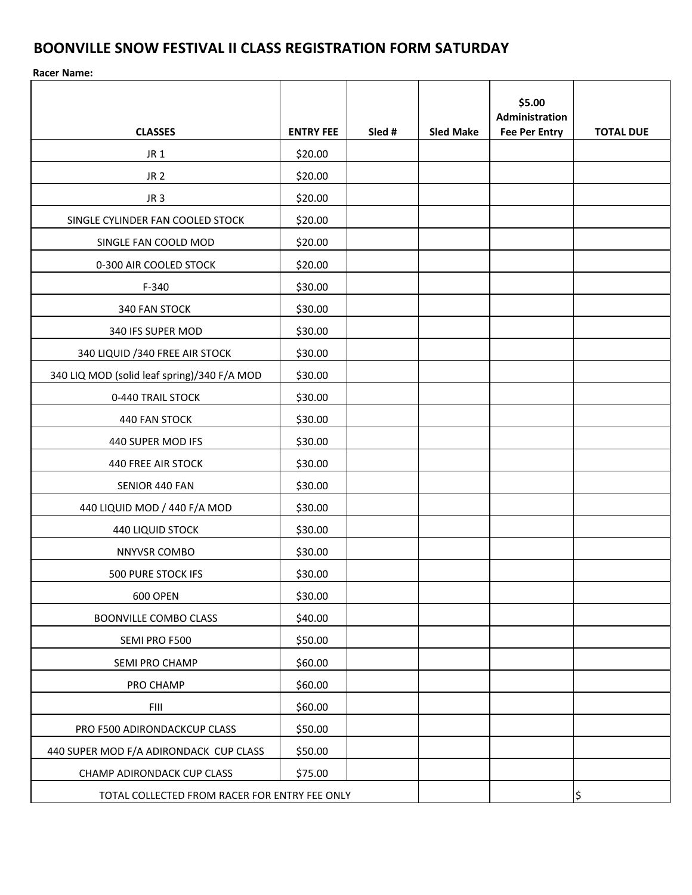# BOONVILLE SNOW FESTIVAL II CLASS REGISTRATION FORM SATURDAY

**Racer Name:**

| CLASSES | ENTRY FEE | Sled # | Sled Make | $5.00 Administration Fee Per Entry | TOTAL DUE |
|---|---|---|---|---|---|
| JR 1 | $20.00 | | | | |
| JR 2 | $20.00 | | | | |
| JR 3 | $20.00 | | | | |
| SINGLE CYLINDER FAN COOLED STOCK | $20.00 | | | | |
| SINGLE FAN COOLD MOD | $20.00 | | | | |
| 0-300 AIR COOLED STOCK | $20.00 | | | | |
| F-340 | $30.00 | | | | |
| 340 FAN STOCK | $30.00 | | | | |
| 340 IFS SUPER MOD | $30.00 | | | | |
| 340 LIQUID /340 FREE AIR STOCK | $30.00 | | | | |
| 340 LIQ MOD (solid leaf spring)/340 F/A MOD | $30.00 | | | | |
| 0-440 TRAIL STOCK | $30.00 | | | | |
| 440 FAN STOCK | $30.00 | | | | |
| 440 SUPER MOD IFS | $30.00 | | | | |
| 440 FREE AIR STOCK | $30.00 | | | | |
| SENIOR 440 FAN | $30.00 | | | | |
| 440 LIQUID MOD / 440 F/A MOD | $30.00 | | | | |
| 440 LIQUID STOCK | $30.00 | | | | |
| NNYVSR COMBO | $30.00 | | | | |
| 500 PURE STOCK IFS | $30.00 | | | | |
| 600 OPEN | $30.00 | | | | |
| BOONVILLE COMBO CLASS | $40.00 | | | | |
| SEMI PRO F500 | $50.00 | | | | |
| SEMI PRO CHAMP | $60.00 | | | | |
| PRO CHAMP | $60.00 | | | | |
| FIII | $60.00 | | | | |
| PRO F500 ADIRONDACKCUP CLASS | $50.00 | | | | |
| 440 SUPER MOD F/A ADIRONDACK CUP CLASS | $50.00 | | | | |
| CHAMP ADIRONDACK CUP CLASS | $75.00 | | | | |
| TOTAL COLLECTED FROM RACER FOR ENTRY FEE ONLY | | | | | $ |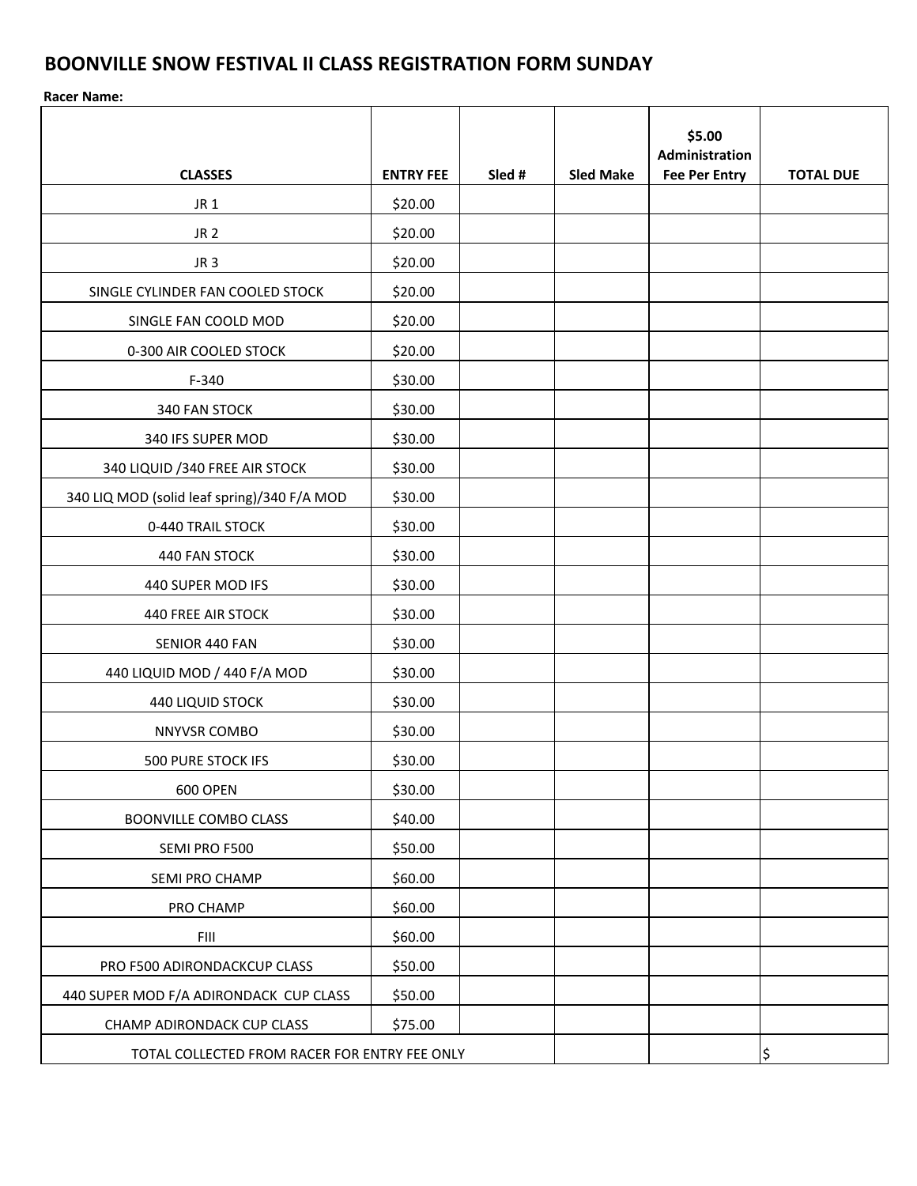## BOONVILLE SNOW FESTIVAL II CLASS REGISTRATION FORM SUNDAY

**Racer Name:**

| CLASSES | ENTRY FEE | Sled # | Sled Make | $5.00 Administration Fee Per Entry | TOTAL DUE |
|---|---|---|---|---|---|
| JR 1 | $20.00 | | | | |
| JR 2 | $20.00 | | | | |
| JR 3 | $20.00 | | | | |
| SINGLE CYLINDER FAN COOLED STOCK | $20.00 | | | | |
| SINGLE FAN COOLD MOD | $20.00 | | | | |
| 0-300 AIR COOLED STOCK | $20.00 | | | | |
| F-340 | $30.00 | | | | |
| 340 FAN STOCK | $30.00 | | | | |
| 340 IFS SUPER MOD | $30.00 | | | | |
| 340 LIQUID /340 FREE AIR STOCK | $30.00 | | | | |
| 340 LIQ MOD (solid leaf spring)/340 F/A MOD | $30.00 | | | | |
| 0-440 TRAIL STOCK | $30.00 | | | | |
| 440 FAN STOCK | $30.00 | | | | |
| 440 SUPER MOD IFS | $30.00 | | | | |
| 440 FREE AIR STOCK | $30.00 | | | | |
| SENIOR 440 FAN | $30.00 | | | | |
| 440 LIQUID MOD / 440 F/A MOD | $30.00 | | | | |
| 440 LIQUID STOCK | $30.00 | | | | |
| NNYVSR COMBO | $30.00 | | | | |
| 500 PURE STOCK IFS | $30.00 | | | | |
| 600 OPEN | $30.00 | | | | |
| BOONVILLE COMBO CLASS | $40.00 | | | | |
| SEMI PRO F500 | $50.00 | | | | |
| SEMI PRO CHAMP | $60.00 | | | | |
| PRO CHAMP | $60.00 | | | | |
| FIII | $60.00 | | | | |
| PRO F500 ADIRONDACKCUP CLASS | $50.00 | | | | |
| 440 SUPER MOD F/A ADIRONDACK CUP CLASS | $50.00 | | | | |
| CHAMP ADIRONDACK CUP CLASS | $75.00 | | | | |
| TOTAL COLLECTED FROM RACER FOR ENTRY FEE ONLY | | | | | $ |